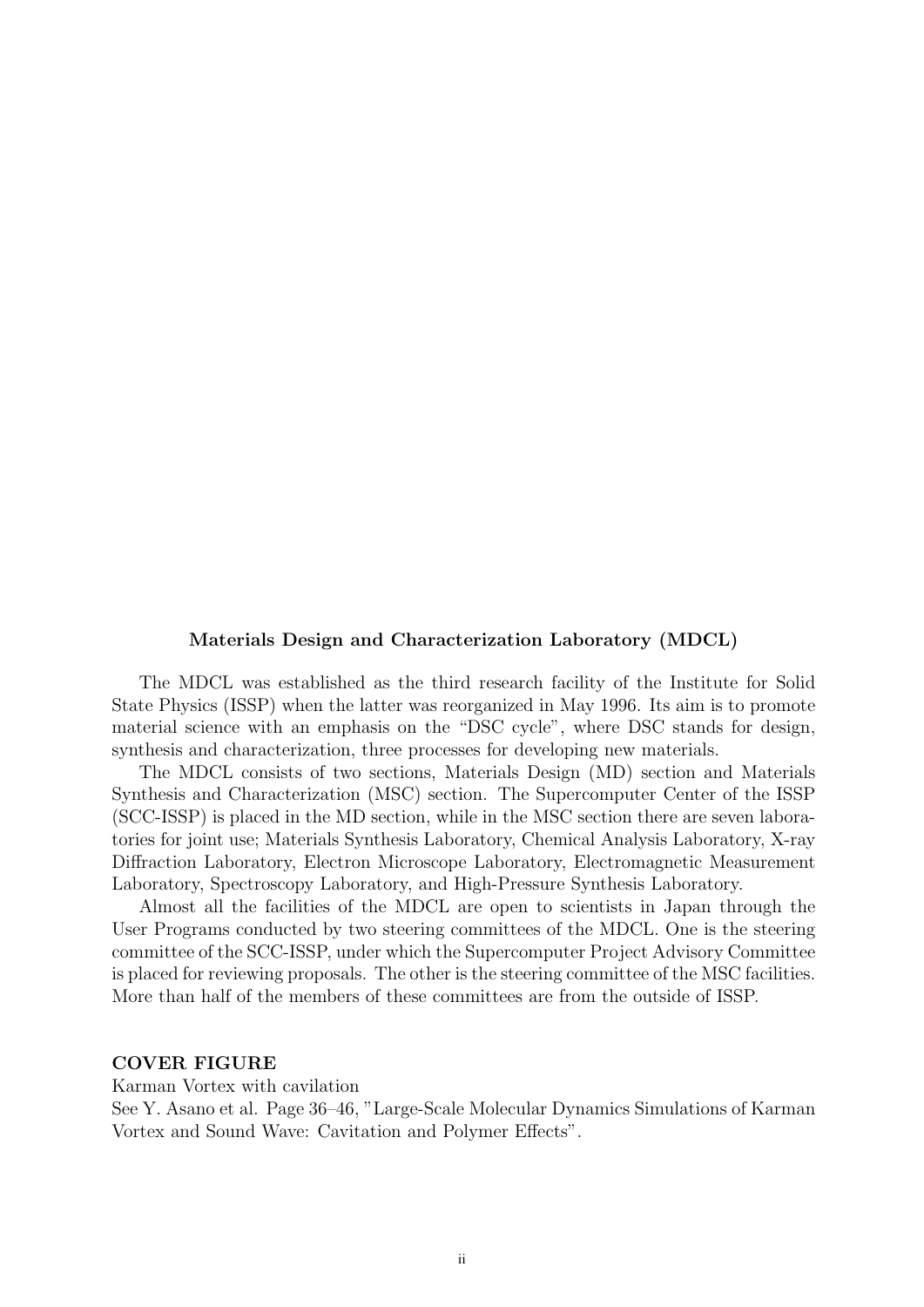**Materials Design and Characterization Laboratory (MDCL)**

The MDCL was established as the third research facility of the Institute for Solid State Physics (ISSP) when the latter was reorganized in May 1996. Its aim is to promote material science with an emphasis on the “DSC cycle”, where DSC stands for design, synthesis and characterization, three processes for developing new materials.

The MDCL consists of two sections, Materials Design (MD) section and Materials Synthesis and Characterization (MSC) section. The Supercomputer Center of the ISSP (SCC-ISSP) is placed in the MD section, while in the MSC section there are seven laboratories for joint use; Materials Synthesis Laboratory, Chemical Analysis Laboratory, X-ray Diffraction Laboratory, Electron Microscope Laboratory, Electromagnetic Measurement Laboratory, Spectroscopy Laboratory, and High-Pressure Synthesis Laboratory.

Almost all the facilities of the MDCL are open to scientists in Japan through the User Programs conducted by two steering committees of the MDCL. One is the steering committee of the SCC-ISSP, under which the Supercomputer Project Advisory Committee is placed for reviewing proposals. The other is the steering committee of the MSC facilities. More than half of the members of these committees are from the outside of ISSP.

**COVER FIGURE**

Karman Vortex with cavilation
See Y. Asano et al. Page 36–46, "Large-Scale Molecular Dynamics Simulations of Karman Vortex and Sound Wave: Cavitation and Polymer Effects".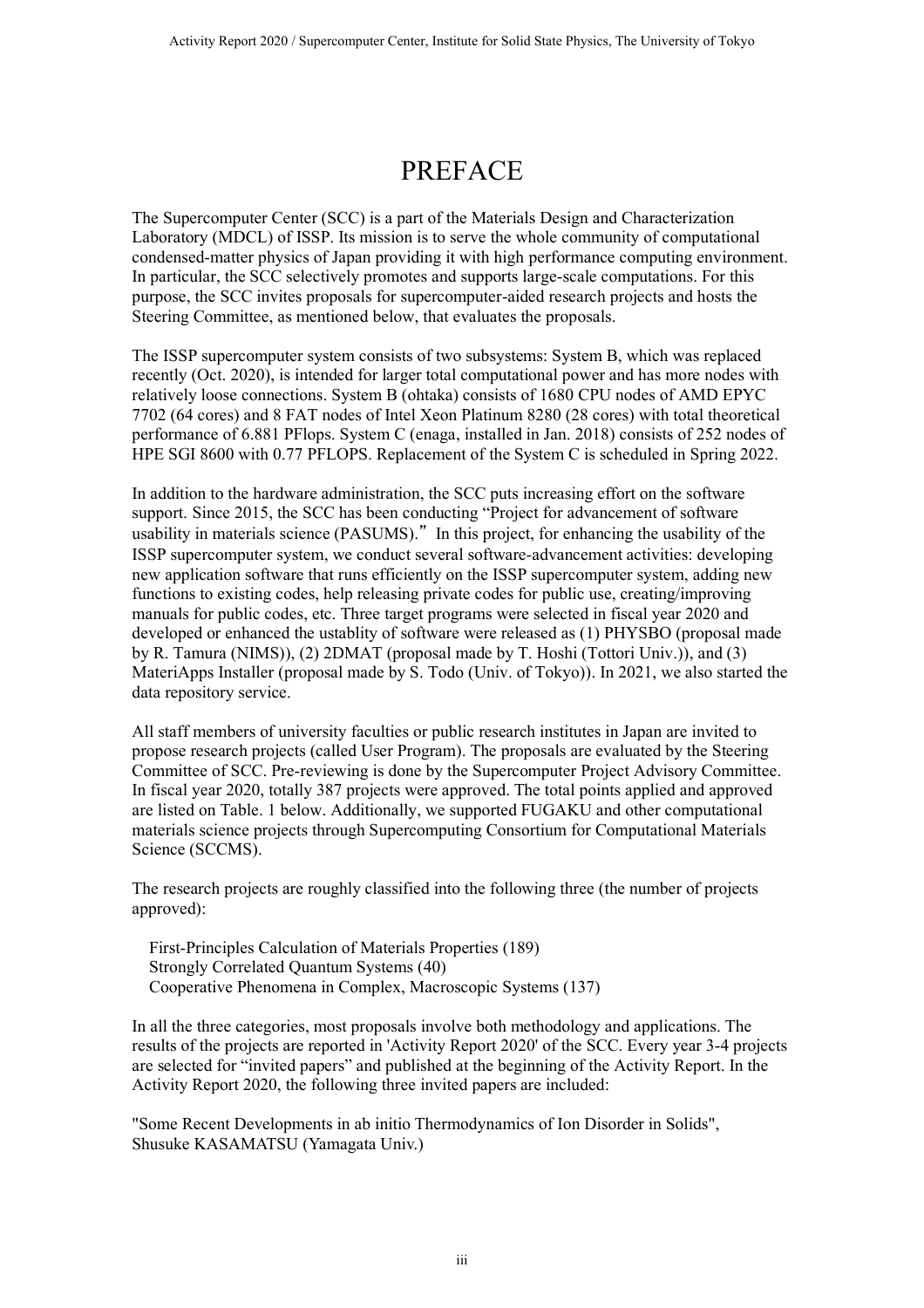# PREFACE

The Supercomputer Center (SCC) is a part of the Materials Design and Characterization Laboratory (MDCL) of ISSP. Its mission is to serve the whole community of computational condensed-matter physics of Japan providing it with high performance computing environment. In particular, the SCC selectively promotes and supports large-scale computations. For this purpose, the SCC invites proposals for supercomputer-aided research projects and hosts the Steering Committee, as mentioned below, that evaluates the proposals.

The ISSP supercomputer system consists of two subsystems: System B, which was replaced recently (Oct. 2020), is intended for larger total computational power and has more nodes with relatively loose connections. System B (ohtaka) consists of 1680 CPU nodes of AMD EPYC 7702 (64 cores) and 8 FAT nodes of Intel Xeon Platinum 8280 (28 cores) with total theoretical performance of 6.881 PFlops. System C (enaga, installed in Jan. 2018) consists of 252 nodes of HPE SGI 8600 with 0.77 PFLOPS. Replacement of the System C is scheduled in Spring 2022.

In addition to the hardware administration, the SCC puts increasing effort on the software support. Since 2015, the SCC has been conducting "Project for advancement of software usability in materials science (PASUMS)." In this project, for enhancing the usability of the ISSP supercomputer system, we conduct several software-advancement activities: developing new application software that runs efficiently on the ISSP supercomputer system, adding new functions to existing codes, help releasing private codes for public use, creating/improving manuals for public codes, etc. Three target programs were selected in fiscal year 2020 and developed or enhanced the ustablity of software were released as (1) PHYSBO (proposal made by R. Tamura (NIMS)), (2) 2DMAT (proposal made by T. Hoshi (Tottori Univ.)), and (3) MateriApps Installer (proposal made by S. Todo (Univ. of Tokyo)). In 2021, we also started the data repository service.

All staff members of university faculties or public research institutes in Japan are invited to propose research projects (called User Program). The proposals are evaluated by the Steering Committee of SCC. Pre-reviewing is done by the Supercomputer Project Advisory Committee. In fiscal year 2020, totally 387 projects were approved. The total points applied and approved are listed on Table. 1 below. Additionally, we supported FUGAKU and other computational materials science projects through Supercomputing Consortium for Computational Materials Science (SCCMS).

The research projects are roughly classified into the following three (the number of projects approved):

First-Principles Calculation of Materials Properties (189)
Strongly Correlated Quantum Systems (40)
Cooperative Phenomena in Complex, Macroscopic Systems (137)

In all the three categories, most proposals involve both methodology and applications. The results of the projects are reported in 'Activity Report 2020' of the SCC. Every year 3-4 projects are selected for "invited papers" and published at the beginning of the Activity Report. In the Activity Report 2020, the following three invited papers are included:

"Some Recent Developments in ab initio Thermodynamics of Ion Disorder in Solids", Shusuke KASAMATSU (Yamagata Univ.)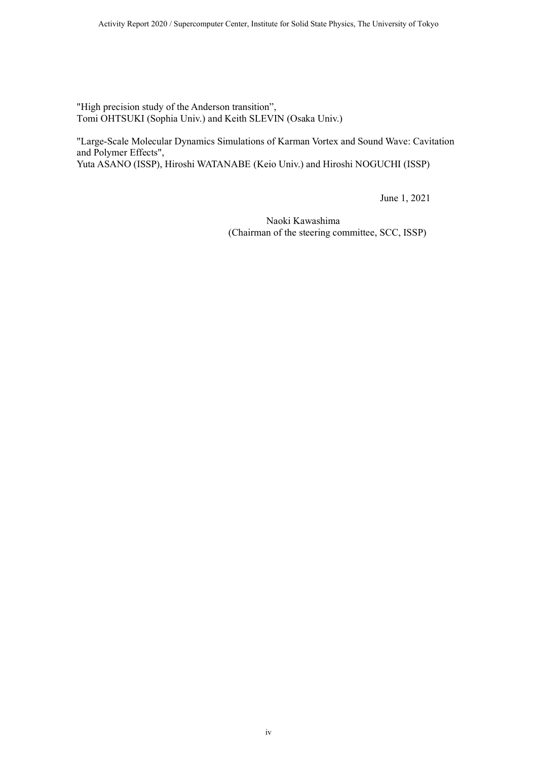"High precision study of the Anderson transition”,
Tomi OHTSUKI (Sophia Univ.) and Keith SLEVIN (Osaka Univ.)

"Large-Scale Molecular Dynamics Simulations of Karman Vortex and Sound Wave: Cavitation and Polymer Effects",
Yuta ASANO (ISSP), Hiroshi WATANABE (Keio Univ.) and Hiroshi NOGUCHI (ISSP)

June 1, 2021

Naoki Kawashima
(Chairman of the steering committee, SCC, ISSP)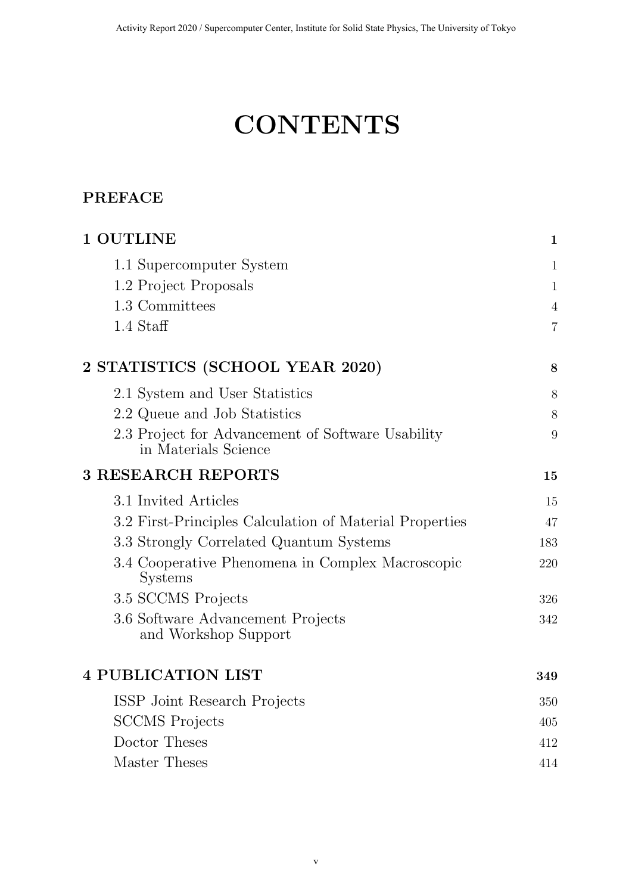# CONTENTS

## PREFACE

| | |
|---|---|
| **1 OUTLINE** | **1** |
| 1.1 Supercomputer System | 1 |
| 1.2 Project Proposals | 1 |
| 1.3 Committees | 4 |
| 1.4 Staff | 7 |
| **2 STATISTICS (SCHOOL YEAR 2020)** | **8** |
| 2.1 System and User Statistics | 8 |
| 2.2 Queue and Job Statistics | 8 |
| 2.3 Project for Advancement of Software Usability in Materials Science | 9 |
| **3 RESEARCH REPORTS** | **15** |
| 3.1 Invited Articles | 15 |
| 3.2 First-Principles Calculation of Material Properties | 47 |
| 3.3 Strongly Correlated Quantum Systems | 183 |
| 3.4 Cooperative Phenomena in Complex Macroscopic Systems | 220 |
| 3.5 SCCMS Projects | 326 |
| 3.6 Software Advancement Projects and Workshop Support | 342 |
| **4 PUBLICATION LIST** | **349** |
| ISSP Joint Research Projects | 350 |
| SCCMS Projects | 405 |
| Doctor Theses | 412 |
| Master Theses | 414 |